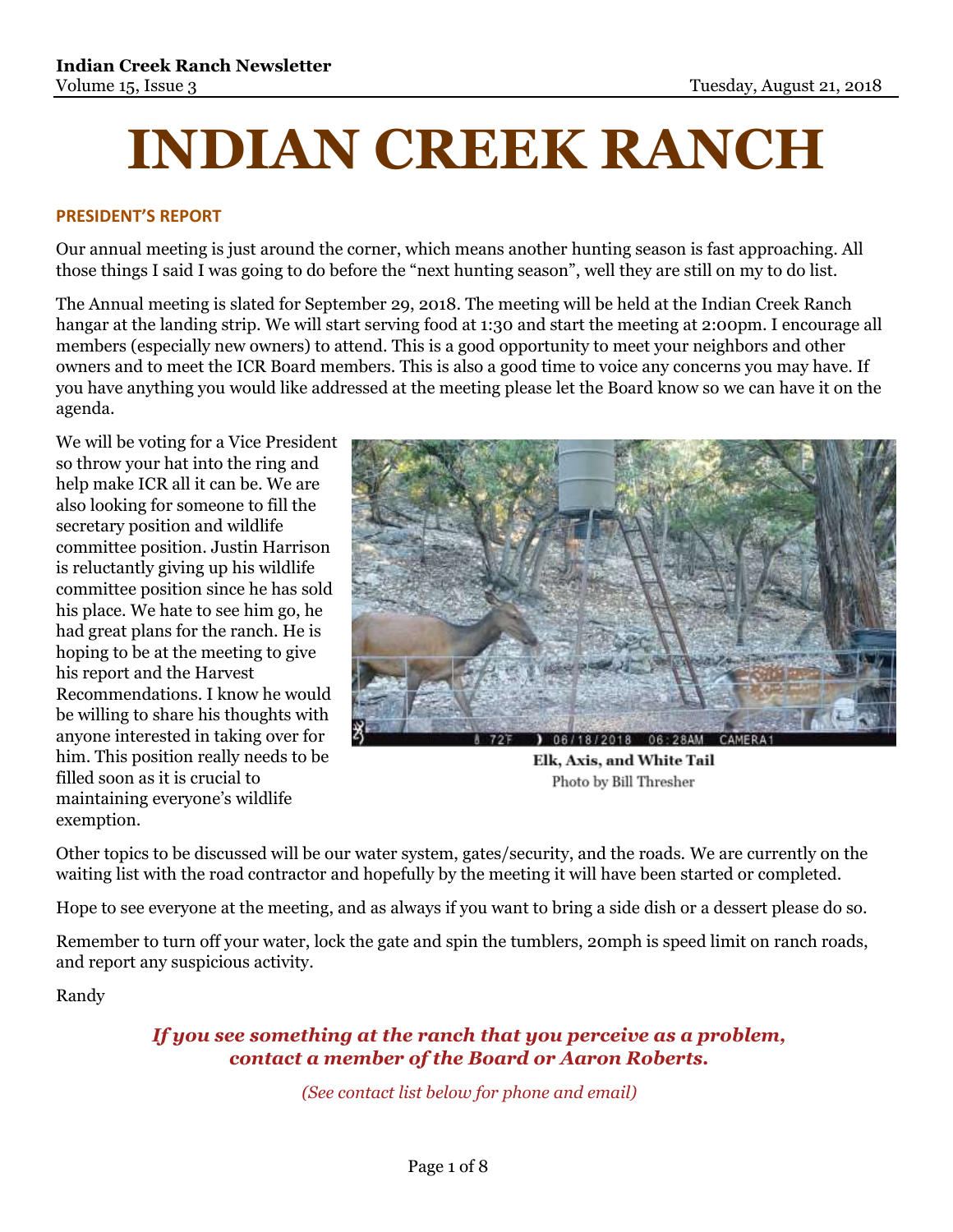# INDIAN CREEK RANCH

## PRESIDENT'S REPORT

Our annual meeting is just around the corner, which means another hunting season is fast approaching. All those things I said I was going to do before the "next hunting season", well they are still on my to do list.

The Annual meeting is slated for September 29, 2018. The meeting will be held at the Indian Creek Ranch hangar at the landing strip. We will start serving food at 1:30 and start the meeting at 2:00pm. I encourage all members (especially new owners) to attend. This is a good opportunity to meet your neighbors and other owners and to meet the ICR Board members. This is also a good time to voice any concerns you may have. If you have anything you would like addressed at the meeting please let the Board know so we can have it on the agenda.

We will be voting for a Vice President so throw your hat into the ring and help make ICR all it can be. We are also looking for someone to fill the secretary position and wildlife committee position. Justin Harrison is reluctantly giving up his wildlife committee position since he has sold his place. We hate to see him go, he had great plans for the ranch. He is hoping to be at the meeting to give his report and the Harvest Recommendations. I know he would be willing to share his thoughts with anyone interested in taking over for him. This position really needs to be filled soon as it is crucial to maintaining everyone's wildlife exemption.

**Elk, Axis, and White Tail**
Photo by Bill Thresher

Other topics to be discussed will be our water system, gates/security, and the roads. We are currently on the waiting list with the road contractor and hopefully by the meeting it will have been started or completed.

Hope to see everyone at the meeting, and as always if you want to bring a side dish or a dessert please do so.

Remember to turn off your water, lock the gate and spin the tumblers, 20mph is speed limit on ranch roads, and report any suspicious activity.

Randy

***If you see something at the ranch that you perceive as a problem, contact a member of the Board or Aaron Roberts.***

*(See contact list below for phone and email)*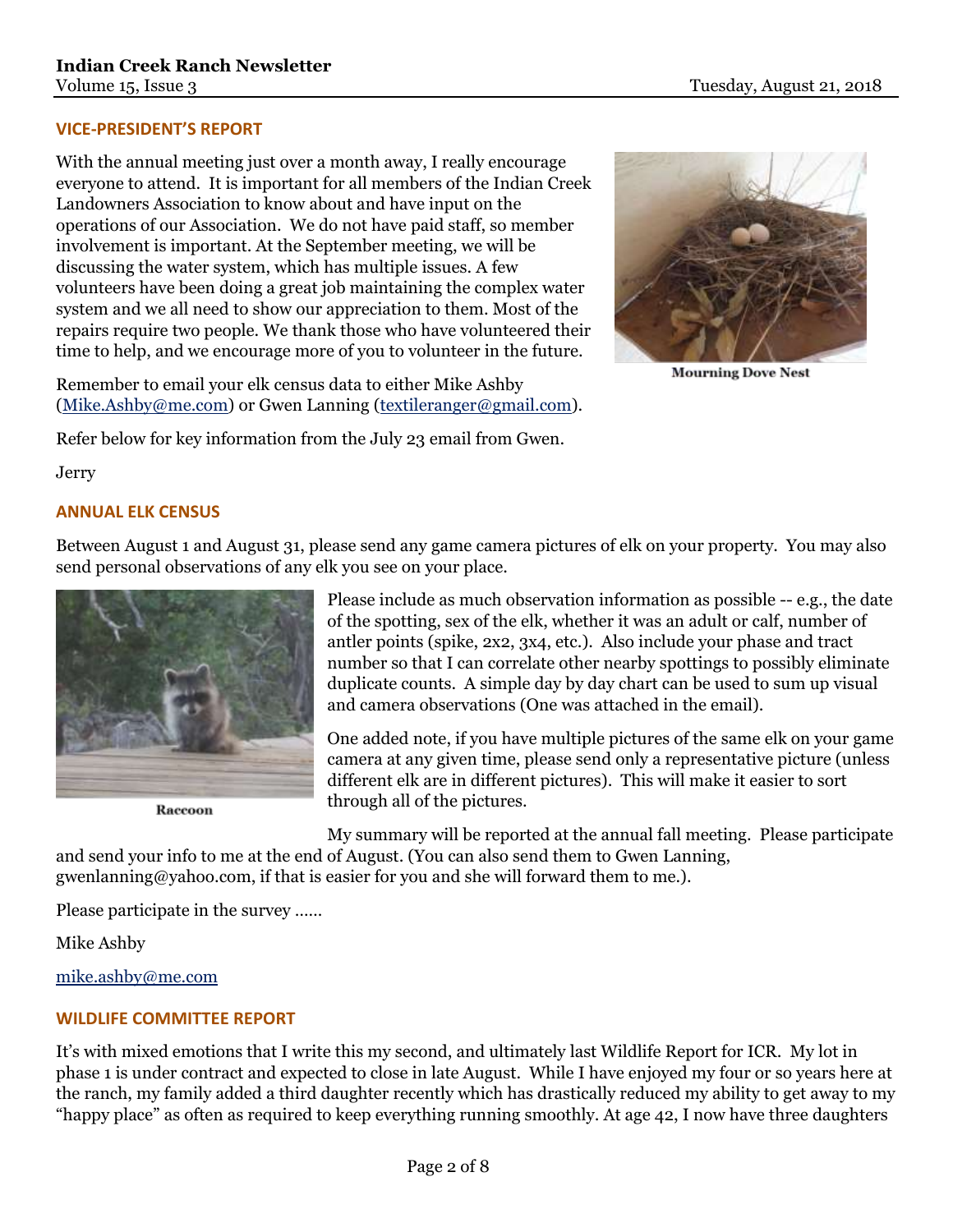## VICE-PRESIDENT'S REPORT

With the annual meeting just over a month away, I really encourage everyone to attend. It is important for all members of the Indian Creek Landowners Association to know about and have input on the operations of our Association. We do not have paid staff, so member involvement is important. At the September meeting, we will be discussing the water system, which has multiple issues. A few volunteers have been doing a great job maintaining the complex water system and we all need to show our appreciation to them. Most of the repairs require two people. We thank those who have volunteered their time to help, and we encourage more of you to volunteer in the future.

Mourning Dove Nest

Remember to email your elk census data to either Mike Ashby (Mike.Ashby@me.com) or Gwen Lanning (textileranger@gmail.com).

Refer below for key information from the July 23 email from Gwen.

Jerry

## ANNUAL ELK CENSUS

Between August 1 and August 31, please send any game camera pictures of elk on your property. You may also send personal observations of any elk you see on your place.

Raccoon

Please include as much observation information as possible -- e.g., the date of the spotting, sex of the elk, whether it was an adult or calf, number of antler points (spike, 2x2, 3x4, etc.). Also include your phase and tract number so that I can correlate other nearby spottings to possibly eliminate duplicate counts. A simple day by day chart can be used to sum up visual and camera observations (One was attached in the email).

One added note, if you have multiple pictures of the same elk on your game camera at any given time, please send only a representative picture (unless different elk are in different pictures). This will make it easier to sort through all of the pictures.

My summary will be reported at the annual fall meeting. Please participate and send your info to me at the end of August. (You can also send them to Gwen Lanning, gwenlanning@yahoo.com, if that is easier for you and she will forward them to me.).

Please participate in the survey ……

Mike Ashby

mike.ashby@me.com

## WILDLIFE COMMITTEE REPORT

It's with mixed emotions that I write this my second, and ultimately last Wildlife Report for ICR. My lot in phase 1 is under contract and expected to close in late August. While I have enjoyed my four or so years here at the ranch, my family added a third daughter recently which has drastically reduced my ability to get away to my "happy place" as often as required to keep everything running smoothly. At age 42, I now have three daughters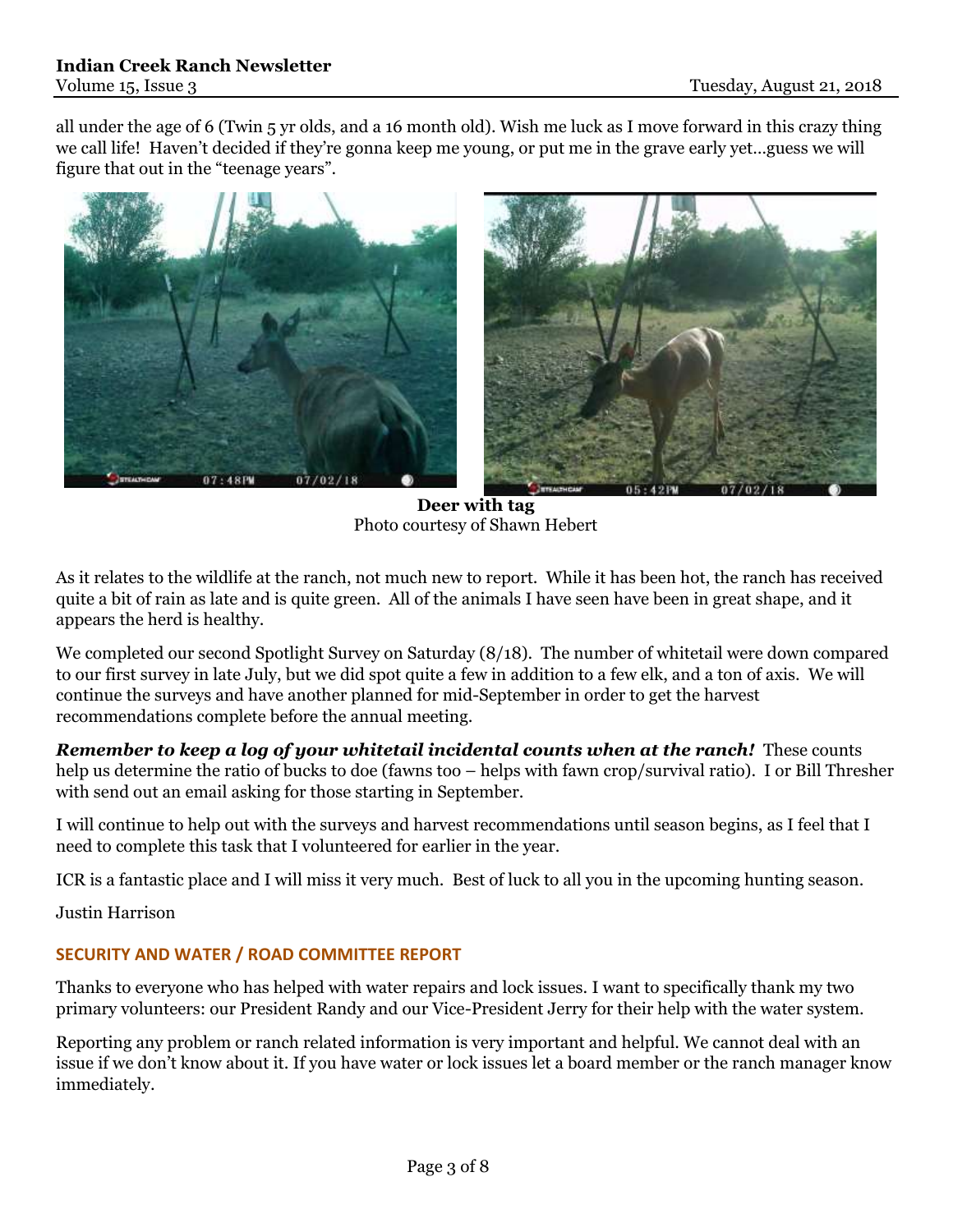all under the age of 6 (Twin 5 yr olds, and a 16 month old). Wish me luck as I move forward in this crazy thing we call life! Haven't decided if they're gonna keep me young, or put me in the grave early yet…guess we will figure that out in the "teenage years".

**Deer with tag**
Photo courtesy of Shawn Hebert

As it relates to the wildlife at the ranch, not much new to report. While it has been hot, the ranch has received quite a bit of rain as late and is quite green. All of the animals I have seen have been in great shape, and it appears the herd is healthy.

We completed our second Spotlight Survey on Saturday (8/18). The number of whitetail were down compared to our first survey in late July, but we did spot quite a few in addition to a few elk, and a ton of axis. We will continue the surveys and have another planned for mid-September in order to get the harvest recommendations complete before the annual meeting.

***Remember to keep a log of your whitetail incidental counts when at the ranch!*** These counts help us determine the ratio of bucks to doe (fawns too – helps with fawn crop/survival ratio). I or Bill Thresher with send out an email asking for those starting in September.

I will continue to help out with the surveys and harvest recommendations until season begins, as I feel that I need to complete this task that I volunteered for earlier in the year.

ICR is a fantastic place and I will miss it very much. Best of luck to all you in the upcoming hunting season.

Justin Harrison

### SECURITY AND WATER / ROAD COMMITTEE REPORT

Thanks to everyone who has helped with water repairs and lock issues. I want to specifically thank my two primary volunteers: our President Randy and our Vice-President Jerry for their help with the water system.

Reporting any problem or ranch related information is very important and helpful. We cannot deal with an issue if we don't know about it. If you have water or lock issues let a board member or the ranch manager know immediately.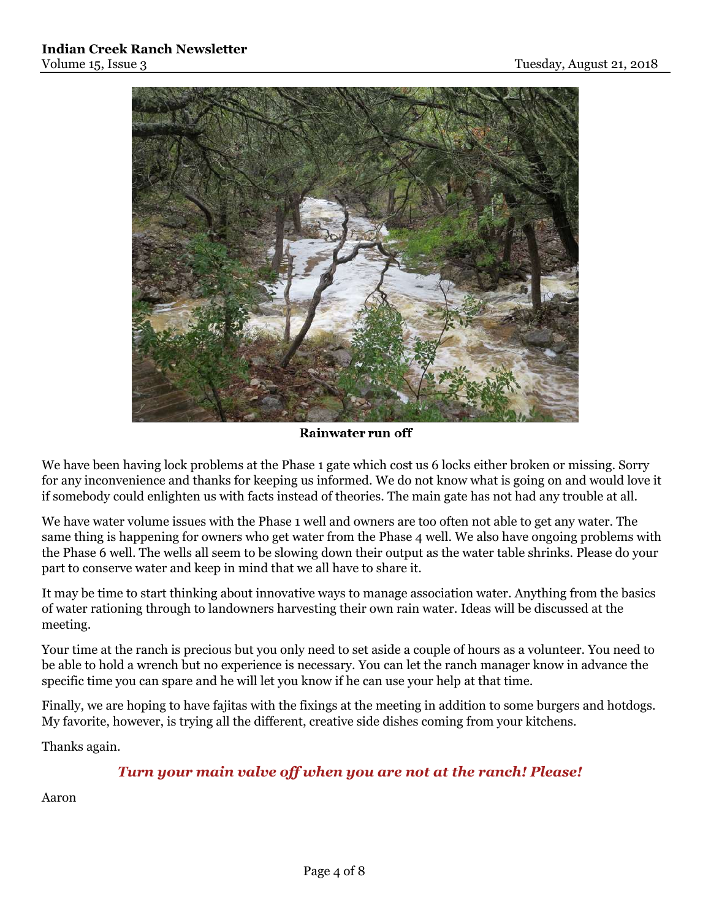Rainwater run off

We have been having lock problems at the Phase 1 gate which cost us 6 locks either broken or missing. Sorry for any inconvenience and thanks for keeping us informed. We do not know what is going on and would love it if somebody could enlighten us with facts instead of theories. The main gate has not had any trouble at all.

We have water volume issues with the Phase 1 well and owners are too often not able to get any water. The same thing is happening for owners who get water from the Phase 4 well. We also have ongoing problems with the Phase 6 well. The wells all seem to be slowing down their output as the water table shrinks. Please do your part to conserve water and keep in mind that we all have to share it.

It may be time to start thinking about innovative ways to manage association water. Anything from the basics of water rationing through to landowners harvesting their own rain water. Ideas will be discussed at the meeting.

Your time at the ranch is precious but you only need to set aside a couple of hours as a volunteer. You need to be able to hold a wrench but no experience is necessary. You can let the ranch manager know in advance the specific time you can spare and he will let you know if he can use your help at that time.

Finally, we are hoping to have fajitas with the fixings at the meeting in addition to some burgers and hotdogs. My favorite, however, is trying all the different, creative side dishes coming from your kitchens.

Thanks again.

***Turn your main valve off when you are not at the ranch! Please!***

Aaron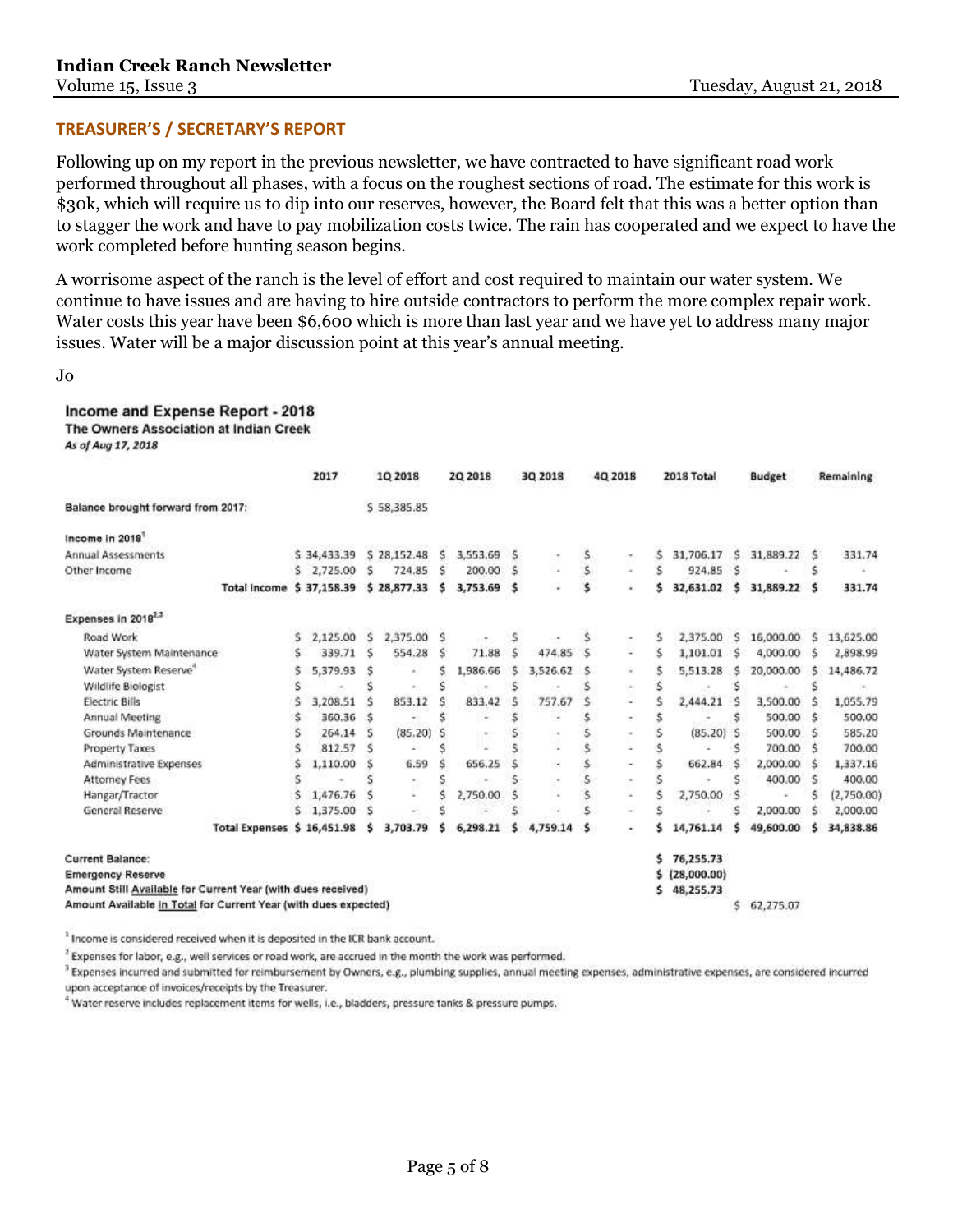## TREASURER'S / SECRETARY'S REPORT

Following up on my report in the previous newsletter, we have contracted to have significant road work performed throughout all phases, with a focus on the roughest sections of road. The estimate for this work is $30k, which will require us to dip into our reserves, however, the Board felt that this was a better option than to stagger the work and have to pay mobilization costs twice. The rain has cooperated and we expect to have the work completed before hunting season begins.

A worrisome aspect of the ranch is the level of effort and cost required to maintain our water system. We continue to have issues and are having to hire outside contractors to perform the more complex repair work. Water costs this year have been $6,600 which is more than last year and we have yet to address many major issues. Water will be a major discussion point at this year's annual meeting.

Jo

### Income and Expense Report - 2018

**The Owners Association at Indian Creek**

*As of Aug 17, 2018*

| | 2017 | 1Q 2018 | 2Q 2018 | 3Q 2018 | 4Q 2018 | 2018 Total | Budget | Remaining |
|---|---|---|---|---|---|---|---|---|
| **Balance brought forward from 2017:** | | $ 58,385.85 | | | | | | |
| **Income in 2018**[1] | | | | | | | | |
| Annual Assessments | $ 34,433.39 | $ 28,152.48 | $ 3,553.69 | $ - | $ - | $ 31,706.17 | $ 31,889.22 | $ 331.74 |
| Other Income | $ 2,725.00 | $ 724.85 | $ 200.00 | $ - | $ - | $ 924.85 | $ - | $ - |
| **Total Income** | **$ 37,158.39** | **$ 28,877.33** | **$ 3,753.69** | **$ -** | **$ -** | **$ 32,631.02** | **$ 31,889.22** | **$ 331.74** |
| **Expenses in 2018**[2,3] | | | | | | | | |
| Road Work | $ 2,125.00 | $ 2,375.00 | $ - | $ - | $ - | $ 2,375.00 | $ 16,000.00 | $ 13,625.00 |
| Water System Maintenance | $ 339.71 | $ 554.28 | $ 71.88 | $ 474.85 | $ - | $ 1,101.01 | $ 4,000.00 | $ 2,898.99 |
| Water System Reserve[4] | $ 5,379.93 | $ - | $ 1,986.66 | $ 3,526.62 | $ - | $ 5,513.28 | $ 20,000.00 | $ 14,486.72 |
| Wildlife Biologist | $ - | $ - | $ - | $ - | $ - | $ - | $ - | $ - |
| Electric Bills | $ 3,208.51 | $ 853.12 | $ 833.42 | $ 757.67 | $ - | $ 2,444.21 | $ 3,500.00 | $ 1,055.79 |
| Annual Meeting | $ 360.36 | $ - | $ - | $ - | $ - | $ - | $ 500.00 | $ 500.00 |
| Grounds Maintenance | $ 264.14 | $ (85.20) | $ - | $ - | $ - | $ (85.20) | $ 500.00 | $ 585.20 |
| Property Taxes | $ 812.57 | $ - | $ - | $ - | $ - | $ - | $ 700.00 | $ 700.00 |
| Administrative Expenses | $ 1,110.00 | $ 6.59 | $ 656.25 | $ - | $ - | $ 662.84 | $ 2,000.00 | $ 1,337.16 |
| Attorney Fees | $ - | $ - | $ - | $ - | $ - | $ - | $ 400.00 | $ 400.00 |
| Hangar/Tractor | $ 1,476.76 | $ - | $ 2,750.00 | $ - | $ - | $ 2,750.00 | $ - | $ (2,750.00) |
| General Reserve | $ 1,375.00 | $ - | $ - | $ - | $ - | $ - | $ 2,000.00 | $ 2,000.00 |
| **Total Expenses** | **$ 16,451.98** | **$ 3,703.79** | **$ 6,298.21** | **$ 4,759.14** | **$ -** | **$ 14,761.14** | **$ 49,600.00** | **$ 34,838.86** |
| **Current Balance:** | | | | | | $ 76,255.73 | | |
| **Emergency Reserve** | | | | | | $ (28,000.00) | | |
| **Amount Still Available for Current Year (with dues received)** | | | | | | $ 48,255.73 | | |
| **Amount Available in Total for Current Year (with dues expected)** | | | | | | | $ 62,275.07 | |

[1] Income is considered received when it is deposited in the ICR bank account.

[2] Expenses for labor, e.g., well services or road work, are accrued in the month the work was performed.

[3] Expenses incurred and submitted for reimbursement by Owners, e.g., plumbing supplies, annual meeting expenses, administrative expenses, are considered incurred upon acceptance of invoices/receipts by the Treasurer.

[4] Water reserve includes replacement items for wells, i.e., bladders, pressure tanks & pressure pumps.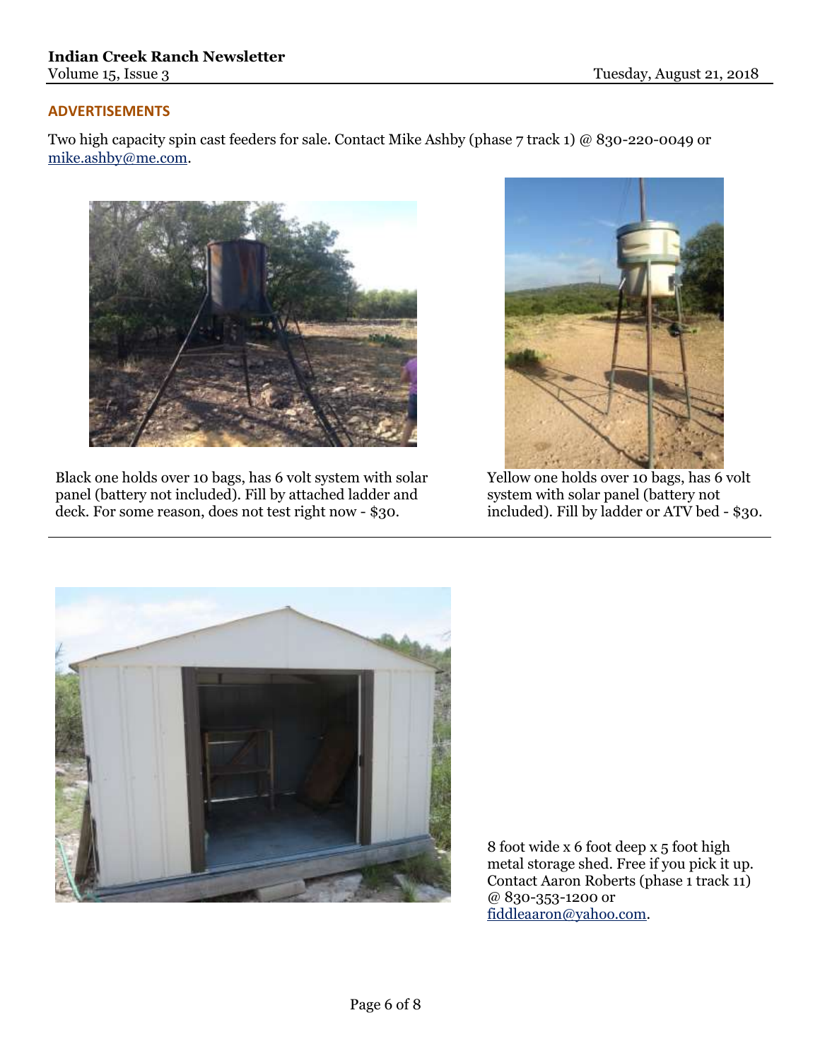### ADVERTISEMENTS

Two high capacity spin cast feeders for sale. Contact Mike Ashby (phase 7 track 1) @ 830-220-0049 or mike.ashby@me.com.

Black one holds over 10 bags, has 6 volt system with solar panel (battery not included). Fill by attached ladder and deck. For some reason, does not test right now - $30.

Yellow one holds over 10 bags, has 6 volt system with solar panel (battery not included). Fill by ladder or ATV bed - $30.

---

8 foot wide x 6 foot deep x 5 foot high metal storage shed. Free if you pick it up. Contact Aaron Roberts (phase 1 track 11) @ 830-353-1200 or fiddleaaron@yahoo.com.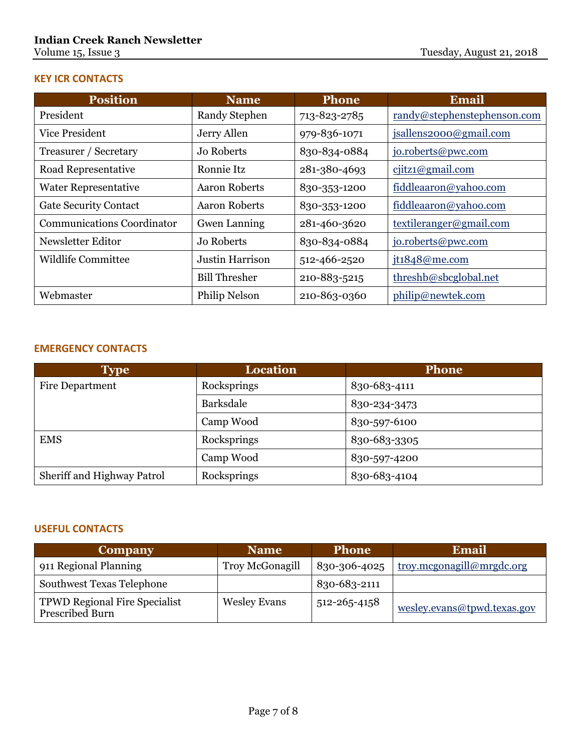## KEY ICR CONTACTS

| Position | Name | Phone | Email |
|---|---|---|---|
| President | Randy Stephen | 713-823-2785 | randy@stephenstephenson.com |
| Vice President | Jerry Allen | 979-836-1071 | jsallens2000@gmail.com |
| Treasurer / Secretary | Jo Roberts | 830-834-0884 | jo.roberts@pwc.com |
| Road Representative | Ronnie Itz | 281-380-4693 | cjitz1@gmail.com |
| Water Representative | Aaron Roberts | 830-353-1200 | fiddleaaron@yahoo.com |
| Gate Security Contact | Aaron Roberts | 830-353-1200 | fiddleaaron@yahoo.com |
| Communications Coordinator | Gwen Lanning | 281-460-3620 | textileranger@gmail.com |
| Newsletter Editor | Jo Roberts | 830-834-0884 | jo.roberts@pwc.com |
| Wildlife Committee | Justin Harrison | 512-466-2520 | jt1848@me.com |
| | Bill Thresher | 210-883-5215 | threshb@sbcglobal.net |
| Webmaster | Philip Nelson | 210-863-0360 | philip@newtek.com |

## EMERGENCY CONTACTS

| Type | Location | Phone |
|---|---|---|
| Fire Department | Rocksprings | 830-683-4111 |
| | Barksdale | 830-234-3473 |
| | Camp Wood | 830-597-6100 |
| EMS | Rocksprings | 830-683-3305 |
| | Camp Wood | 830-597-4200 |
| Sheriff and Highway Patrol | Rocksprings | 830-683-4104 |

## USEFUL CONTACTS

| Company | Name | Phone | Email |
|---|---|---|---|
| 911 Regional Planning | Troy McGonagill | 830-306-4025 | troy.mcgonagill@mrgdc.org |
| Southwest Texas Telephone | | 830-683-2111 | |
| TPWD Regional Fire Specialist Prescribed Burn | Wesley Evans | 512-265-4158 | wesley.evans@tpwd.texas.gov |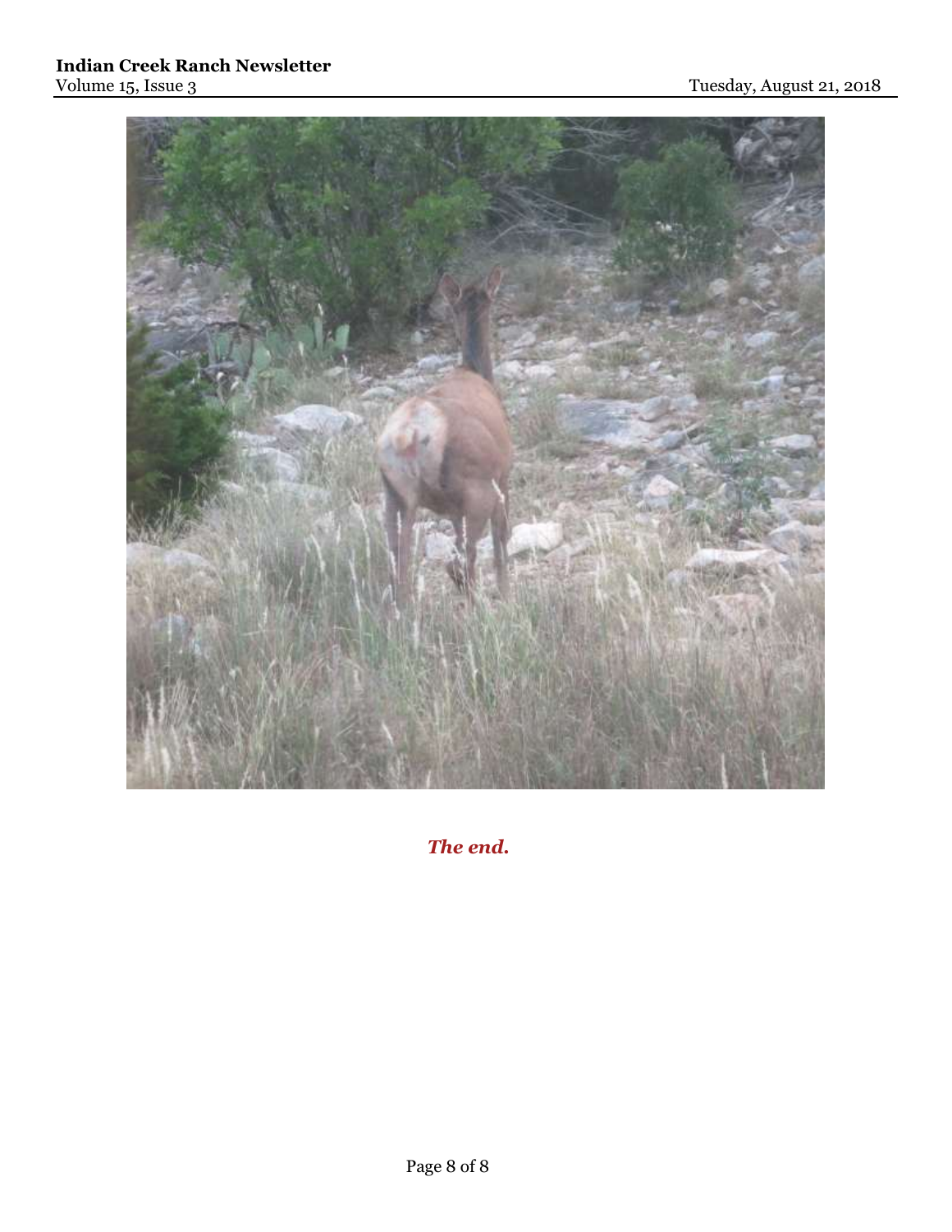***The end.***